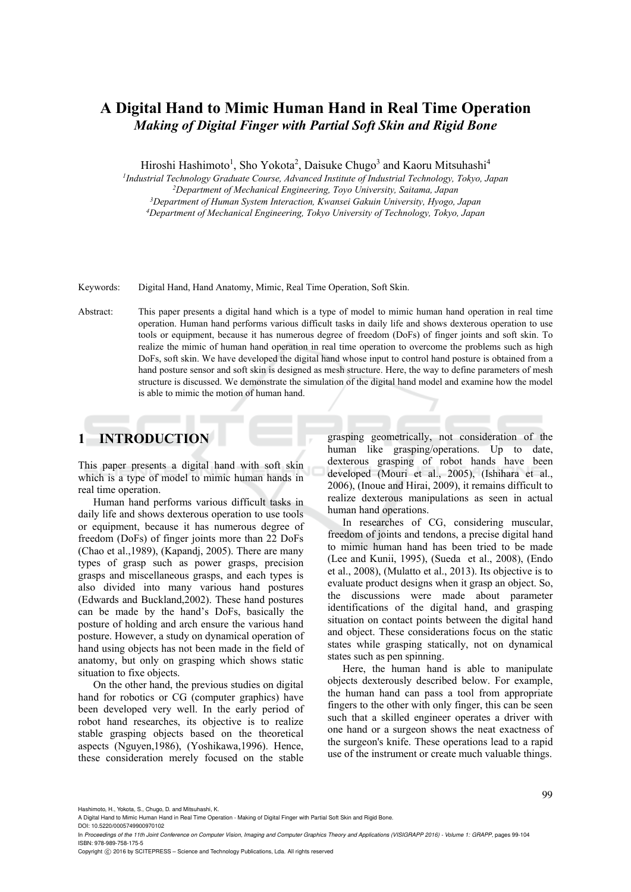# A Digital Hand to Mimic Human Hand in Real Time Operation

## *Making of Digital Finger with Partial Soft Skin and Rigid Bone*

Hiroshi Hashimoto[1], Sho Yokota[2], Daisuke Chugo[3] and Kaoru Mitsuhashi[4]

[1]*Industrial Technology Graduate Course, Advanced Institute of Industrial Technology, Tokyo, Japan*
[2]*Department of Mechanical Engineering, Toyo University, Saitama, Japan*
[3]*Department of Human System Interaction, Kwansei Gakuin University, Hyogo, Japan*
[4]*Department of Mechanical Engineering, Tokyo University of Technology, Tokyo, Japan*

Keywords: Digital Hand, Hand Anatomy, Mimic, Real Time Operation, Soft Skin.

Abstract: This paper presents a digital hand which is a type of model to mimic human hand operation in real time operation. Human hand performs various difficult tasks in daily life and shows dexterous operation to use tools or equipment, because it has numerous degree of freedom (DoFs) of finger joints and soft skin. To realize the mimic of human hand operation in real time operation to overcome the problems such as high DoFs, soft skin. We have developed the digital hand whose input to control hand posture is obtained from a hand posture sensor and soft skin is designed as mesh structure. Here, the way to define parameters of mesh structure is discussed. We demonstrate the simulation of the digital hand model and examine how the model is able to mimic the motion of human hand.

## 1 INTRODUCTION

This paper presents a digital hand with soft skin which is a type of model to mimic human hands in real time operation.

Human hand performs various difficult tasks in daily life and shows dexterous operation to use tools or equipment, because it has numerous degree of freedom (DoFs) of finger joints more than 22 DoFs (Chao et al.,1989), (Kapandj, 2005). There are many types of grasp such as power grasps, precision grasps and miscellaneous grasps, and each types is also divided into many various hand postures (Edwards and Buckland,2002). These hand postures can be made by the hand's DoFs, basically the posture of holding and arch ensure the various hand posture. However, a study on dynamical operation of hand using objects has not been made in the field of anatomy, but only on grasping which shows static situation to fixe objects.

On the other hand, the previous studies on digital hand for robotics or CG (computer graphics) have been developed very well. In the early period of robot hand researches, its objective is to realize stable grasping objects based on the theoretical aspects (Nguyen,1986), (Yoshikawa,1996). Hence, these consideration merely focused on the stable grasping geometrically, not consideration of the human like grasping/operations. Up to date, dexterous grasping of robot hands have been developed (Mouri et al., 2005), (Ishihara et al., 2006), (Inoue and Hirai, 2009), it remains difficult to realize dexterous manipulations as seen in actual human hand operations.

In researches of CG, considering muscular, freedom of joints and tendons, a precise digital hand to mimic human hand has been tried to be made (Lee and Kunii, 1995), (Sueda et al., 2008), (Endo et al., 2008), (Mulatto et al., 2013). Its objective is to evaluate product designs when it grasp an object. So, the discussions were made about parameter identifications of the digital hand, and grasping situation on contact points between the digital hand and object. These considerations focus on the static states while grasping statically, not on dynamical states such as pen spinning.

Here, the human hand is able to manipulate objects dexterously described below. For example, the human hand can pass a tool from appropriate fingers to the other with only finger, this can be seen such that a skilled engineer operates a driver with one hand or a surgeon shows the neat exactness of the surgeon's knife. These operations lead to a rapid use of the instrument or create much valuable things.

Hashimoto, H., Yokota, S., Chugo, D. and Mitsuhashi, K.
A Digital Hand to Mimic Human Hand in Real Time Operation - Making of Digital Finger with Partial Soft Skin and Rigid Bone.
DOI: 10.5220/0005749900970102
In *Proceedings of the 11th Joint Conference on Computer Vision, Imaging and Computer Graphics Theory and Applications (VISIGRAPP 2016) - Volume 1: GRAPP*, pages 99-104
ISBN: 978-989-758-175-5
Copyright © 2016 by SCITEPRESS – Science and Technology Publications, Lda. All rights reserved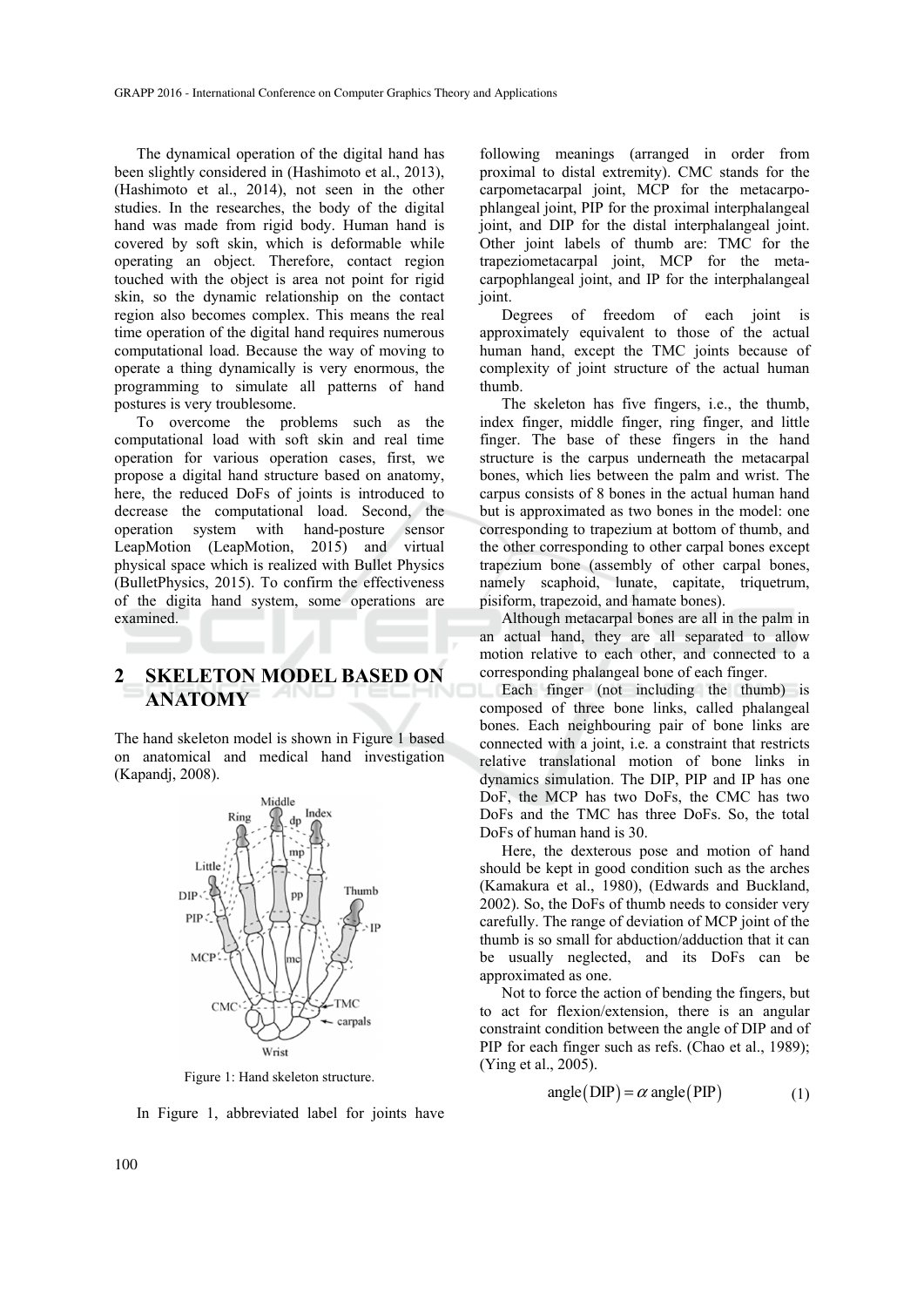The dynamical operation of the digital hand has been slightly considered in (Hashimoto et al., 2013), (Hashimoto et al., 2014), not seen in the other studies. In the researches, the body of the digital hand was made from rigid body. Human hand is covered by soft skin, which is deformable while operating an object. Therefore, contact region touched with the object is area not point for rigid skin, so the dynamic relationship on the contact region also becomes complex. This means the real time operation of the digital hand requires numerous computational load. Because the way of moving to operate a thing dynamically is very enormous, the programming to simulate all patterns of hand postures is very troublesome.

To overcome the problems such as the computational load with soft skin and real time operation for various operation cases, first, we propose a digital hand structure based on anatomy, here, the reduced DoFs of joints is introduced to decrease the computational load. Second, the operation system with hand-posture sensor LeapMotion (LeapMotion, 2015) and virtual physical space which is realized with Bullet Physics (BulletPhysics, 2015). To confirm the effectiveness of the digita hand system, some operations are examined.

## 2 SKELETON MODEL BASED ON ANATOMY

The hand skeleton model is shown in Figure 1 based on anatomical and medical hand investigation (Kapandj, 2008).

Figure 1: Hand skeleton structure.

In Figure 1, abbreviated label for joints have following meanings (arranged in order from proximal to distal extremity). CMC stands for the carpometacarpal joint, MCP for the metacarpo-phlangeal joint, PIP for the proximal interphalangeal joint, and DIP for the distal interphalangeal joint. Other joint labels of thumb are: TMC for the trapeziometacarpal joint, MCP for the meta-carpophlangeal joint, and IP for the interphalangeal joint.

Degrees of freedom of each joint is approximately equivalent to those of the actual human hand, except the TMC joints because of complexity of joint structure of the actual human thumb.

The skeleton has five fingers, i.e., the thumb, index finger, middle finger, ring finger, and little finger. The base of these fingers in the hand structure is the carpus underneath the metacarpal bones, which lies between the palm and wrist. The carpus consists of 8 bones in the actual human hand but is approximated as two bones in the model: one corresponding to trapezium at bottom of thumb, and the other corresponding to other carpal bones except trapezium bone (assembly of other carpal bones, namely scaphoid, lunate, capitate, triquetrum, pisiform, trapezoid, and hamate bones).

Although metacarpal bones are all in the palm in an actual hand, they are all separated to allow motion relative to each other, and connected to a corresponding phalangeal bone of each finger.

Each finger (not including the thumb) is composed of three bone links, called phalangeal bones. Each neighbouring pair of bone links are connected with a joint, i.e. a constraint that restricts relative translational motion of bone links in dynamics simulation. The DIP, PIP and IP has one DoF, the MCP has two DoFs, the CMC has two DoFs and the TMC has three DoFs. So, the total DoFs of human hand is 30.

Here, the dexterous pose and motion of hand should be kept in good condition such as the arches (Kamakura et al., 1980), (Edwards and Buckland, 2002). So, the DoFs of thumb needs to consider very carefully. The range of deviation of MCP joint of the thumb is so small for abduction/adduction that it can be usually neglected, and its DoFs can be approximated as one.

Not to force the action of bending the fingers, but to act for flexion/extension, there is an angular constraint condition between the angle of DIP and of PIP for each finger such as refs. (Chao et al., 1989); (Ying et al., 2005).

$$\text{angle}(\text{DIP}) = \alpha \, \text{angle}(\text{PIP}) \tag{1}$$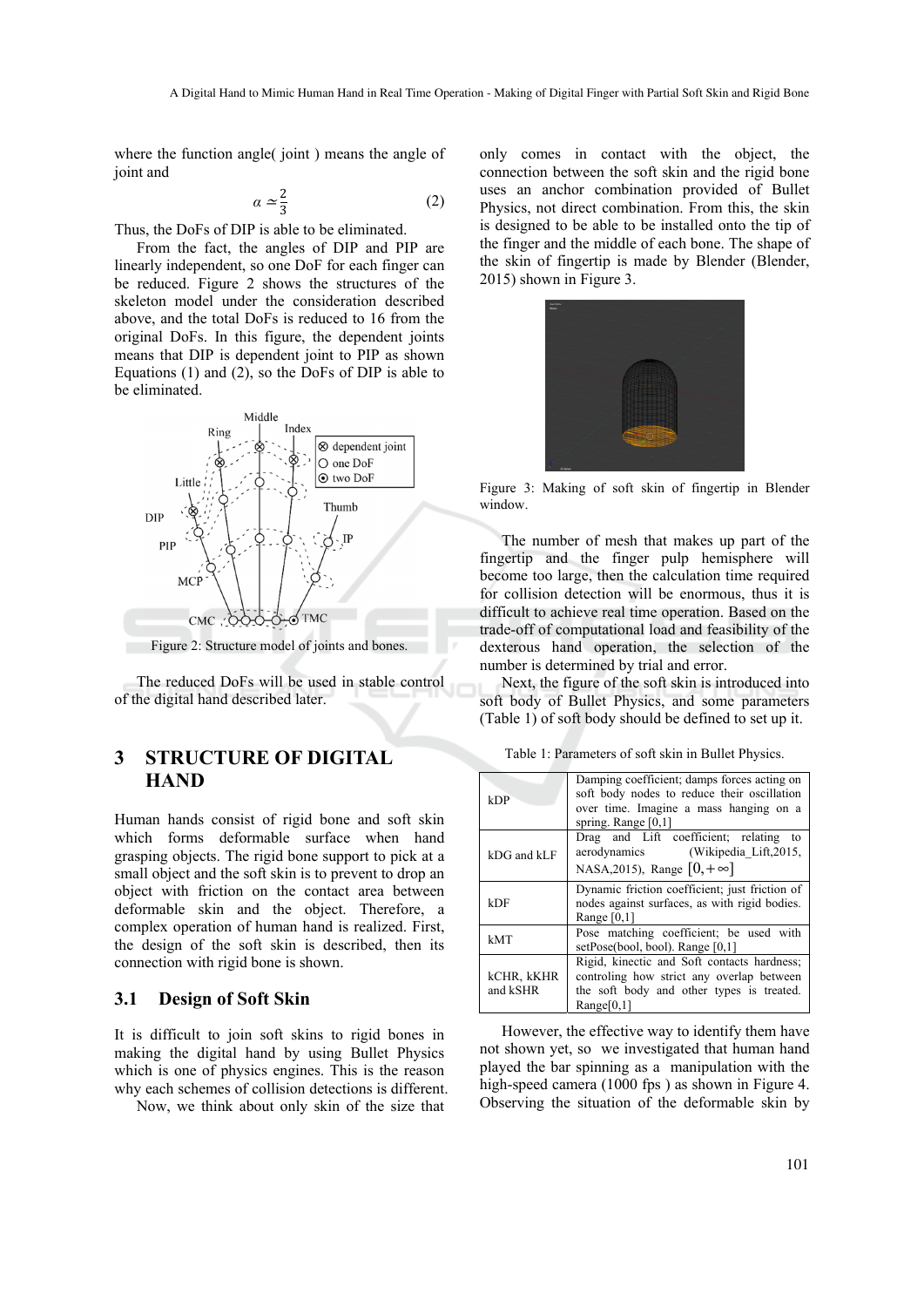where the function angle( joint ) means the angle of joint and

$$\alpha \simeq \frac{2}{3} \tag{2}$$

Thus, the DoFs of DIP is able to be eliminated.

From the fact, the angles of DIP and PIP are linearly independent, so one DoF for each finger can be reduced. Figure 2 shows the structures of the skeleton model under the consideration described above, and the total DoFs is reduced to 16 from the original DoFs. In this figure, the dependent joints means that DIP is dependent joint to PIP as shown Equations (1) and (2), so the DoFs of DIP is able to be eliminated.

Figure 2: Structure model of joints and bones.

The reduced DoFs will be used in stable control of the digital hand described later.

## 3 STRUCTURE OF DIGITAL HAND

Human hands consist of rigid bone and soft skin which forms deformable surface when hand grasping objects. The rigid bone support to pick at a small object and the soft skin is to prevent to drop an object with friction on the contact area between deformable skin and the object. Therefore, a complex operation of human hand is realized. First, the design of the soft skin is described, then its connection with rigid bone is shown.

### 3.1 Design of Soft Skin

It is difficult to join soft skins to rigid bones in making the digital hand by using Bullet Physics which is one of physics engines. This is the reason why each schemes of collision detections is different.

Now, we think about only skin of the size that only comes in contact with the object, the connection between the soft skin and the rigid bone uses an anchor combination provided of Bullet Physics, not direct combination. From this, the skin is designed to be able to be installed onto the tip of the finger and the middle of each bone. The shape of the skin of fingertip is made by Blender (Blender, 2015) shown in Figure 3.

Figure 3: Making of soft skin of fingertip in Blender window.

The number of mesh that makes up part of the fingertip and the finger pulp hemisphere will become too large, then the calculation time required for collision detection will be enormous, thus it is difficult to achieve real time operation. Based on the trade-off of computational load and feasibility of the dexterous hand operation, the selection of the number is determined by trial and error.

Next, the figure of the soft skin is introduced into soft body of Bullet Physics, and some parameters (Table 1) of soft body should be defined to set up it.

Table 1: Parameters of soft skin in Bullet Physics.

| | |
|---|---|
| kDP | Damping coefficient; damps forces acting on soft body nodes to reduce their oscillation over time. Imagine a mass hanging on a spring. Range [0,1] |
| kDG and kLF | Drag and Lift coefficient; relating to aerodynamics (Wikipedia_Lift,2015, NASA,2015), Range $[0,+\infty]$ |
| kDF | Dynamic friction coefficient; just friction of nodes against surfaces, as with rigid bodies. Range [0,1] |
| kMT | Pose matching coefficient; be used with setPose(bool, bool). Range [0,1] |
| kCHR, kKHR and kSHR | Rigid, kinectic and Soft contacts hardness; controling how strict any overlap between the soft body and other types is treated. Range[0,1] |

However, the effective way to identify them have not shown yet, so we investigated that human hand played the bar spinning as a manipulation with the high-speed camera (1000 fps ) as shown in Figure 4. Observing the situation of the deformable skin by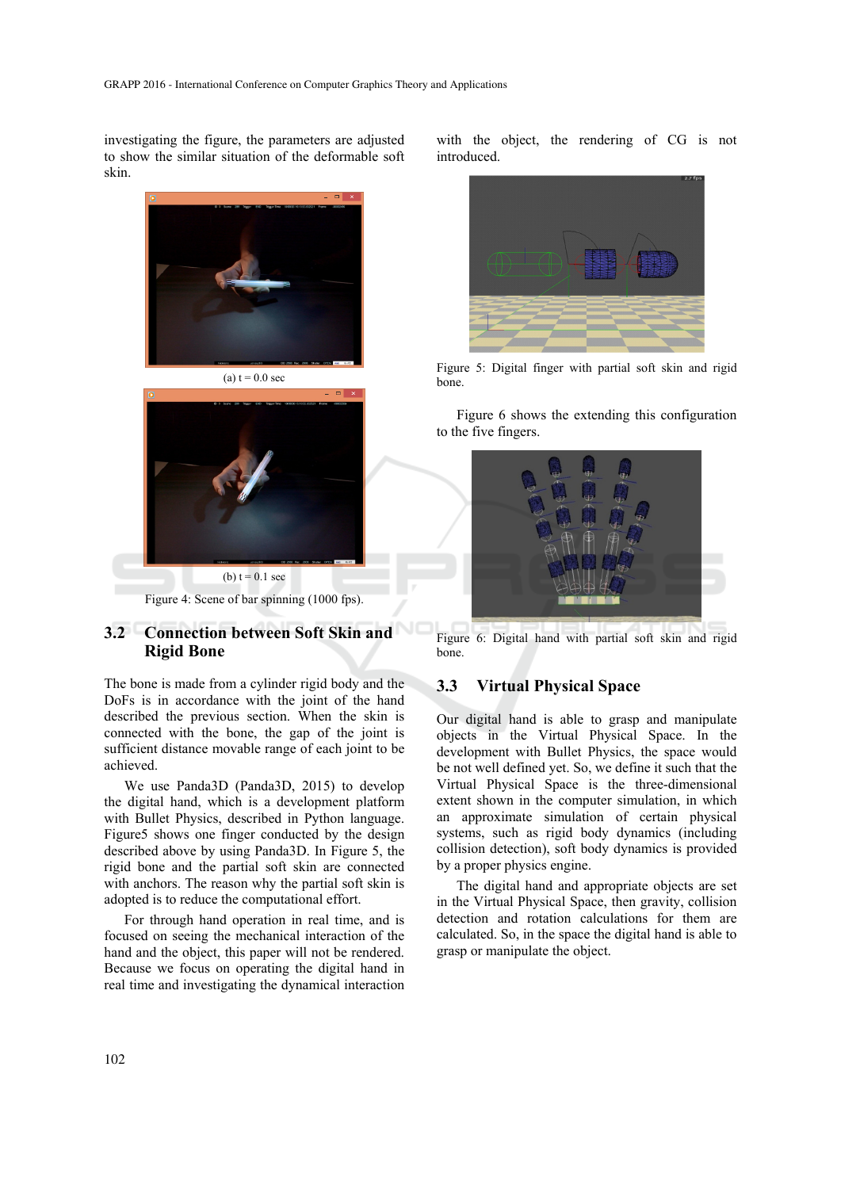investigating the figure, the parameters are adjusted to show the similar situation of the deformable soft skin.

(a) t = 0.0 sec

(b) t = 0.1 sec

Figure 4: Scene of bar spinning (1000 fps).

## 3.2 Connection between Soft Skin and Rigid Bone

The bone is made from a cylinder rigid body and the DoFs is in accordance with the joint of the hand described the previous section. When the skin is connected with the bone, the gap of the joint is sufficient distance movable range of each joint to be achieved.

We use Panda3D (Panda3D, 2015) to develop the digital hand, which is a development platform with Bullet Physics, described in Python language. Figure5 shows one finger conducted by the design described above by using Panda3D. In Figure 5, the rigid bone and the partial soft skin are connected with anchors. The reason why the partial soft skin is adopted is to reduce the computational effort.

For through hand operation in real time, and is focused on seeing the mechanical interaction of the hand and the object, this paper will not be rendered. Because we focus on operating the digital hand in real time and investigating the dynamical interaction with the object, the rendering of CG is not introduced.

Figure 5: Digital finger with partial soft skin and rigid bone.

Figure 6 shows the extending this configuration to the five fingers.

Figure 6: Digital hand with partial soft skin and rigid bone.

## 3.3 Virtual Physical Space

Our digital hand is able to grasp and manipulate objects in the Virtual Physical Space. In the development with Bullet Physics, the space would be not well defined yet. So, we define it such that the Virtual Physical Space is the three-dimensional extent shown in the computer simulation, in which an approximate simulation of certain physical systems, such as rigid body dynamics (including collision detection), soft body dynamics is provided by a proper physics engine.

The digital hand and appropriate objects are set in the Virtual Physical Space, then gravity, collision detection and rotation calculations for them are calculated. So, in the space the digital hand is able to grasp or manipulate the object.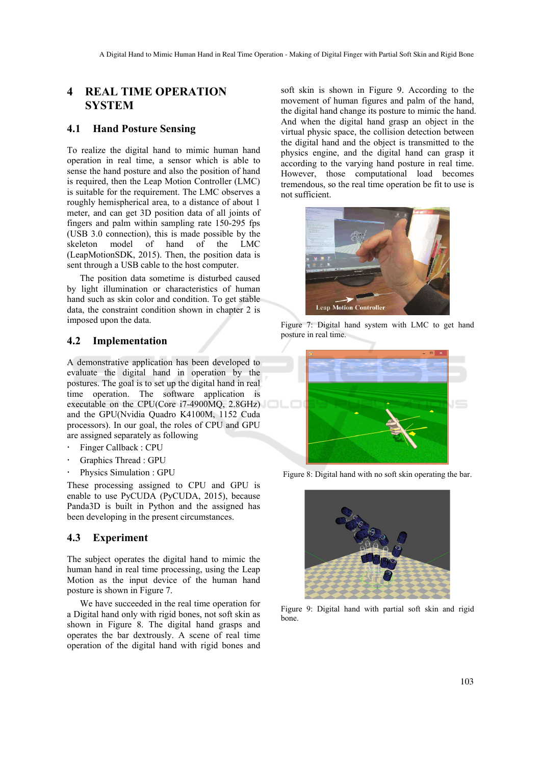# 4 REAL TIME OPERATION SYSTEM

## 4.1 Hand Posture Sensing

To realize the digital hand to mimic human hand operation in real time, a sensor which is able to sense the hand posture and also the position of hand is required, then the Leap Motion Controller (LMC) is suitable for the requirement. The LMC observes a roughly hemispherical area, to a distance of about 1 meter, and can get 3D position data of all joints of fingers and palm within sampling rate 150-295 fps (USB 3.0 connection), this is made possible by the skeleton model of hand of the LMC (LeapMotionSDK, 2015). Then, the position data is sent through a USB cable to the host computer.

The position data sometime is disturbed caused by light illumination or characteristics of human hand such as skin color and condition. To get stable data, the constraint condition shown in chapter 2 is imposed upon the data.

## 4.2 Implementation

A demonstrative application has been developed to evaluate the digital hand in operation by the postures. The goal is to set up the digital hand in real time operation. The software application is executable on the CPU(Core i7-4900MQ, 2.8GHz) and the GPU(Nvidia Quadro K4100M, 1152 Cuda processors). In our goal, the roles of CPU and GPU are assigned separately as following

- Finger Callback : CPU
- Graphics Thread : GPU
- Physics Simulation : GPU

These processing assigned to CPU and GPU is enable to use PyCUDA (PyCUDA, 2015), because Panda3D is built in Python and the assigned has been developing in the present circumstances.

## 4.3 Experiment

The subject operates the digital hand to mimic the human hand in real time processing, using the Leap Motion as the input device of the human hand posture is shown in Figure 7.

We have succeeded in the real time operation for a Digital hand only with rigid bones, not soft skin as shown in Figure 8. The digital hand grasps and operates the bar dextrously. A scene of real time operation of the digital hand with rigid bones and soft skin is shown in Figure 9. According to the movement of human figures and palm of the hand, the digital hand change its posture to mimic the hand. And when the digital hand grasp an object in the virtual physic space, the collision detection between the digital hand and the object is transmitted to the physics engine, and the digital hand can grasp it according to the varying hand posture in real time. However, those computational load becomes tremendous, so the real time operation be fit to use is not sufficient.

Figure 7: Digital hand system with LMC to get hand posture in real time.

Figure 8: Digital hand with no soft skin operating the bar.

Figure 9: Digital hand with partial soft skin and rigid bone.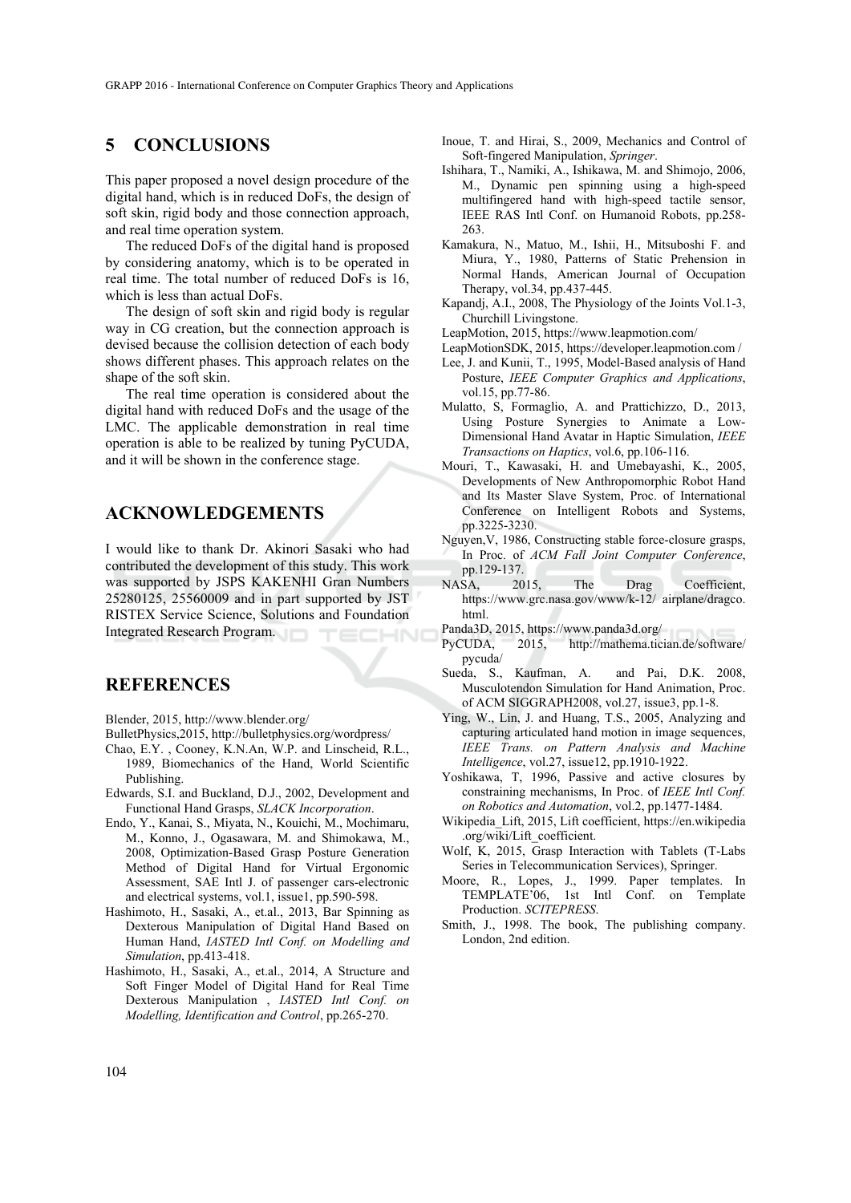## 5 CONCLUSIONS

This paper proposed a novel design procedure of the digital hand, which is in reduced DoFs, the design of soft skin, rigid body and those connection approach, and real time operation system.

The reduced DoFs of the digital hand is proposed by considering anatomy, which is to be operated in real time. The total number of reduced DoFs is 16, which is less than actual DoFs.

The design of soft skin and rigid body is regular way in CG creation, but the connection approach is devised because the collision detection of each body shows different phases. This approach relates on the shape of the soft skin.

The real time operation is considered about the digital hand with reduced DoFs and the usage of the LMC. The applicable demonstration in real time operation is able to be realized by tuning PyCUDA, and it will be shown in the conference stage.

## ACKNOWLEDGEMENTS

I would like to thank Dr. Akinori Sasaki who had contributed the development of this study. This work was supported by JSPS KAKENHI Gran Numbers 25280125, 25560009 and in part supported by JST RISTEX Service Science, Solutions and Foundation Integrated Research Program.

## REFERENCES

Blender, 2015, http://www.blender.org/

BulletPhysics,2015, http://bulletphysics.org/wordpress/

Chao, E.Y. , Cooney, K.N.An, W.P. and Linscheid, R.L., 1989, Biomechanics of the Hand, World Scientific Publishing.

Edwards, S.I. and Buckland, D.J., 2002, Development and Functional Hand Grasps, *SLACK Incorporation*.

Endo, Y., Kanai, S., Miyata, N., Kouichi, M., Mochimaru, M., Konno, J., Ogasawara, M. and Shimokawa, M., 2008, Optimization-Based Grasp Posture Generation Method of Digital Hand for Virtual Ergonomic Assessment, SAE Intl J. of passenger cars-electronic and electrical systems, vol.1, issue1, pp.590-598.

Hashimoto, H., Sasaki, A., et.al., 2013, Bar Spinning as Dexterous Manipulation of Digital Hand Based on Human Hand, *IASTED Intl Conf. on Modelling and Simulation*, pp.413-418.

Hashimoto, H., Sasaki, A., et.al., 2014, A Structure and Soft Finger Model of Digital Hand for Real Time Dexterous Manipulation , *IASTED Intl Conf. on Modelling, Identification and Control*, pp.265-270.

Inoue, T. and Hirai, S., 2009, Mechanics and Control of Soft-fingered Manipulation, *Springer*.

Ishihara, T., Namiki, A., Ishikawa, M. and Shimojo, 2006, M., Dynamic pen spinning using a high-speed multifingered hand with high-speed tactile sensor, IEEE RAS Intl Conf. on Humanoid Robots, pp.258-263.

Kamakura, N., Matuo, M., Ishii, H., Mitsuboshi F. and Miura, Y., 1980, Patterns of Static Prehension in Normal Hands, American Journal of Occupation Therapy, vol.34, pp.437-445.

Kapandj, A.I., 2008, The Physiology of the Joints Vol.1-3, Churchill Livingstone.

LeapMotion, 2015, https://www.leapmotion.com/

LeapMotionSDK, 2015, https://developer.leapmotion.com /

Lee, J. and Kunii, T., 1995, Model-Based analysis of Hand Posture, *IEEE Computer Graphics and Applications*, vol.15, pp.77-86.

Mulatto, S, Formaglio, A. and Prattichizzo, D., 2013, Using Posture Synergies to Animate a Low-Dimensional Hand Avatar in Haptic Simulation, *IEEE Transactions on Haptics*, vol.6, pp.106-116.

Mouri, T., Kawasaki, H. and Umebayashi, K., 2005, Developments of New Anthropomorphic Robot Hand and Its Master Slave System, Proc. of International Conference on Intelligent Robots and Systems, pp.3225-3230.

Nguyen,V, 1986, Constructing stable force-closure grasps, In Proc. of *ACM Fall Joint Computer Conference*, pp.129-137.

NASA, 2015, The Drag Coefficient, https://www.grc.nasa.gov/www/k-12/ airplane/dragco. html.

Panda3D, 2015, https://www.panda3d.org/

PyCUDA, 2015, http://mathema.tician.de/software/ pycuda/

Sueda, S., Kaufman, A. and Pai, D.K. 2008, Musculotendon Simulation for Hand Animation, Proc. of ACM SIGGRAPH2008, vol.27, issue3, pp.1-8.

Ying, W., Lin, J. and Huang, T.S., 2005, Analyzing and capturing articulated hand motion in image sequences, *IEEE Trans. on Pattern Analysis and Machine Intelligence*, vol.27, issue12, pp.1910-1922.

Yoshikawa, T, 1996, Passive and active closures by constraining mechanisms, In Proc. of *IEEE Intl Conf. on Robotics and Automation*, vol.2, pp.1477-1484.

Wikipedia_Lift, 2015, Lift coefficient, https://en.wikipedia .org/wiki/Lift_coefficient.

Wolf, K, 2015, Grasp Interaction with Tablets (T-Labs Series in Telecommunication Services), Springer.

Moore, R., Lopes, J., 1999. Paper templates. In TEMPLATE'06, 1st Intl Conf. on Template Production. *SCITEPRESS*.

Smith, J., 1998. The book, The publishing company. London, 2nd edition.